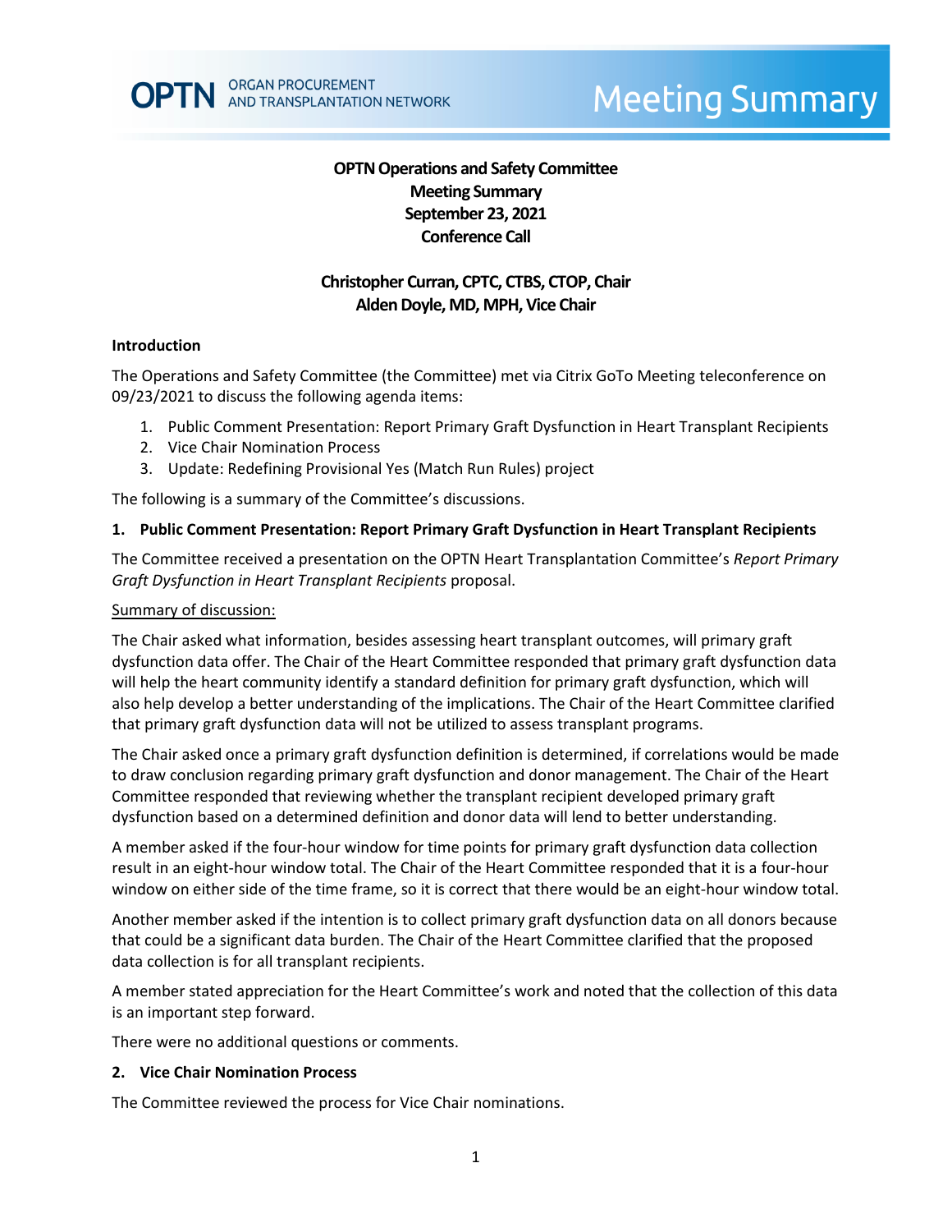**OPTN Operations and Safety Committee**
**Meeting Summary**
**September 23, 2021**
**Conference Call**

**Christopher Curran, CPTC, CTBS, CTOP, Chair**
**Alden Doyle, MD, MPH, Vice Chair**

### Introduction

The Operations and Safety Committee (the Committee) met via Citrix GoTo Meeting teleconference on 09/23/2021 to discuss the following agenda items:

1. Public Comment Presentation: Report Primary Graft Dysfunction in Heart Transplant Recipients
2. Vice Chair Nomination Process
3. Update: Redefining Provisional Yes (Match Run Rules) project

The following is a summary of the Committee's discussions.

### 1. Public Comment Presentation: Report Primary Graft Dysfunction in Heart Transplant Recipients

The Committee received a presentation on the OPTN Heart Transplantation Committee's *Report Primary Graft Dysfunction in Heart Transplant Recipients* proposal.

Summary of discussion:

The Chair asked what information, besides assessing heart transplant outcomes, will primary graft dysfunction data offer. The Chair of the Heart Committee responded that primary graft dysfunction data will help the heart community identify a standard definition for primary graft dysfunction, which will also help develop a better understanding of the implications. The Chair of the Heart Committee clarified that primary graft dysfunction data will not be utilized to assess transplant programs.

The Chair asked once a primary graft dysfunction definition is determined, if correlations would be made to draw conclusion regarding primary graft dysfunction and donor management. The Chair of the Heart Committee responded that reviewing whether the transplant recipient developed primary graft dysfunction based on a determined definition and donor data will lend to better understanding.

A member asked if the four-hour window for time points for primary graft dysfunction data collection result in an eight-hour window total. The Chair of the Heart Committee responded that it is a four-hour window on either side of the time frame, so it is correct that there would be an eight-hour window total.

Another member asked if the intention is to collect primary graft dysfunction data on all donors because that could be a significant data burden. The Chair of the Heart Committee clarified that the proposed data collection is for all transplant recipients.

A member stated appreciation for the Heart Committee's work and noted that the collection of this data is an important step forward.

There were no additional questions or comments.

### 2. Vice Chair Nomination Process

The Committee reviewed the process for Vice Chair nominations.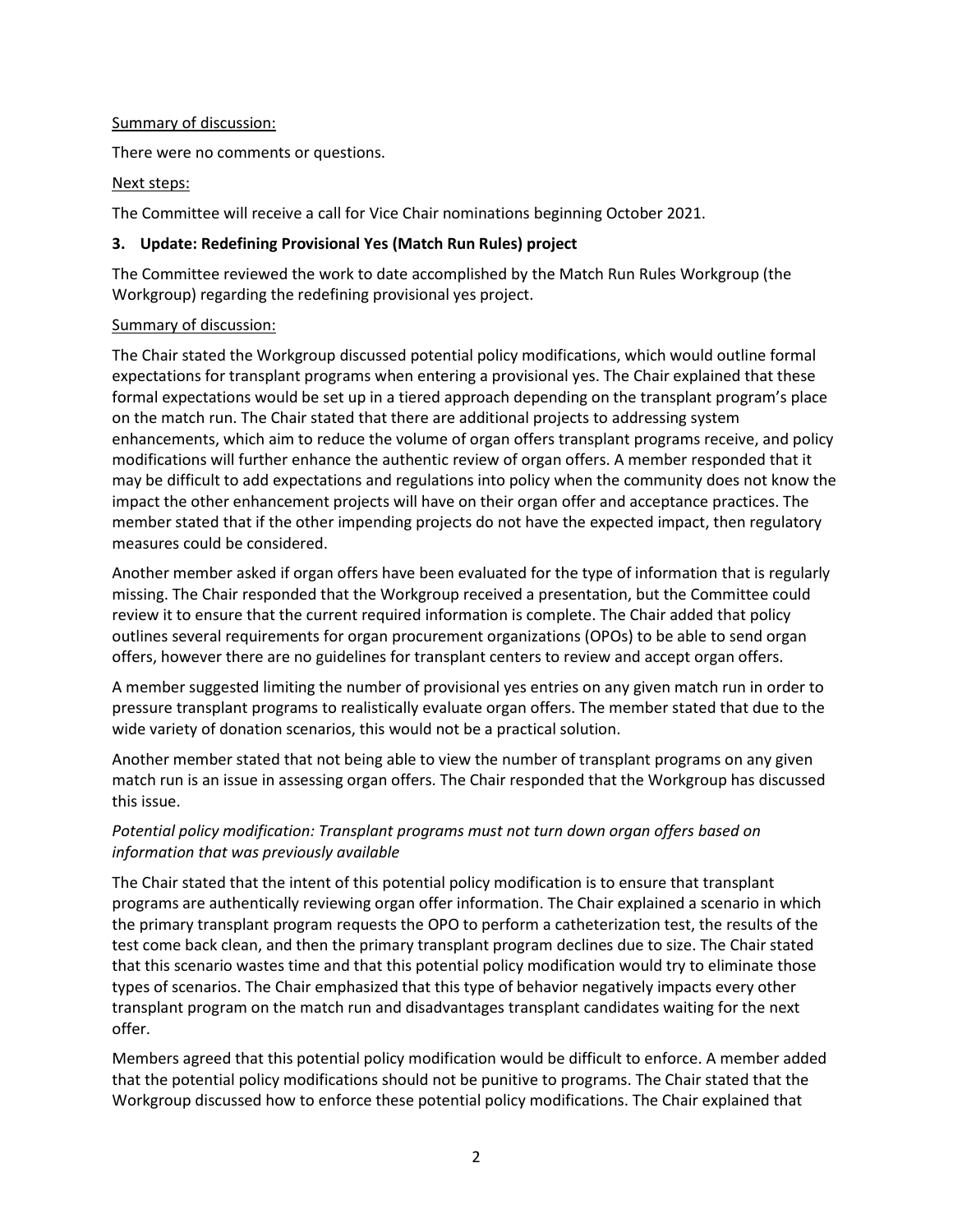Summary of discussion:

There were no comments or questions.

Next steps:

The Committee will receive a call for Vice Chair nominations beginning October 2021.

### 3. Update: Redefining Provisional Yes (Match Run Rules) project

The Committee reviewed the work to date accomplished by the Match Run Rules Workgroup (the Workgroup) regarding the redefining provisional yes project.

Summary of discussion:

The Chair stated the Workgroup discussed potential policy modifications, which would outline formal expectations for transplant programs when entering a provisional yes. The Chair explained that these formal expectations would be set up in a tiered approach depending on the transplant program's place on the match run. The Chair stated that there are additional projects to addressing system enhancements, which aim to reduce the volume of organ offers transplant programs receive, and policy modifications will further enhance the authentic review of organ offers. A member responded that it may be difficult to add expectations and regulations into policy when the community does not know the impact the other enhancement projects will have on their organ offer and acceptance practices. The member stated that if the other impending projects do not have the expected impact, then regulatory measures could be considered.

Another member asked if organ offers have been evaluated for the type of information that is regularly missing. The Chair responded that the Workgroup received a presentation, but the Committee could review it to ensure that the current required information is complete. The Chair added that policy outlines several requirements for organ procurement organizations (OPOs) to be able to send organ offers, however there are no guidelines for transplant centers to review and accept organ offers.

A member suggested limiting the number of provisional yes entries on any given match run in order to pressure transplant programs to realistically evaluate organ offers. The member stated that due to the wide variety of donation scenarios, this would not be a practical solution.

Another member stated that not being able to view the number of transplant programs on any given match run is an issue in assessing organ offers. The Chair responded that the Workgroup has discussed this issue.

*Potential policy modification: Transplant programs must not turn down organ offers based on information that was previously available*

The Chair stated that the intent of this potential policy modification is to ensure that transplant programs are authentically reviewing organ offer information. The Chair explained a scenario in which the primary transplant program requests the OPO to perform a catheterization test, the results of the test come back clean, and then the primary transplant program declines due to size. The Chair stated that this scenario wastes time and that this potential policy modification would try to eliminate those types of scenarios. The Chair emphasized that this type of behavior negatively impacts every other transplant program on the match run and disadvantages transplant candidates waiting for the next offer.

Members agreed that this potential policy modification would be difficult to enforce. A member added that the potential policy modifications should not be punitive to programs. The Chair stated that the Workgroup discussed how to enforce these potential policy modifications. The Chair explained that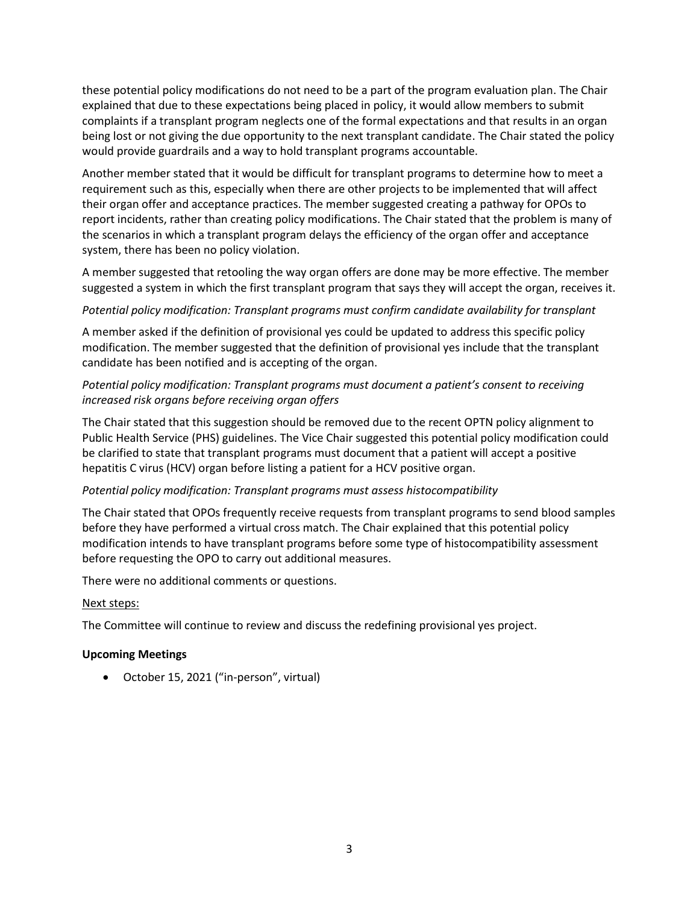these potential policy modifications do not need to be a part of the program evaluation plan. The Chair explained that due to these expectations being placed in policy, it would allow members to submit complaints if a transplant program neglects one of the formal expectations and that results in an organ being lost or not giving the due opportunity to the next transplant candidate. The Chair stated the policy would provide guardrails and a way to hold transplant programs accountable.

Another member stated that it would be difficult for transplant programs to determine how to meet a requirement such as this, especially when there are other projects to be implemented that will affect their organ offer and acceptance practices. The member suggested creating a pathway for OPOs to report incidents, rather than creating policy modifications. The Chair stated that the problem is many of the scenarios in which a transplant program delays the efficiency of the organ offer and acceptance system, there has been no policy violation.

A member suggested that retooling the way organ offers are done may be more effective. The member suggested a system in which the first transplant program that says they will accept the organ, receives it.

*Potential policy modification: Transplant programs must confirm candidate availability for transplant*

A member asked if the definition of provisional yes could be updated to address this specific policy modification. The member suggested that the definition of provisional yes include that the transplant candidate has been notified and is accepting of the organ.

*Potential policy modification: Transplant programs must document a patient's consent to receiving increased risk organs before receiving organ offers*

The Chair stated that this suggestion should be removed due to the recent OPTN policy alignment to Public Health Service (PHS) guidelines. The Vice Chair suggested this potential policy modification could be clarified to state that transplant programs must document that a patient will accept a positive hepatitis C virus (HCV) organ before listing a patient for a HCV positive organ.

*Potential policy modification: Transplant programs must assess histocompatibility*

The Chair stated that OPOs frequently receive requests from transplant programs to send blood samples before they have performed a virtual cross match. The Chair explained that this potential policy modification intends to have transplant programs before some type of histocompatibility assessment before requesting the OPO to carry out additional measures.

There were no additional comments or questions.

<u>Next steps:</u>

The Committee will continue to review and discuss the redefining provisional yes project.

**Upcoming Meetings**

- October 15, 2021 ("in-person", virtual)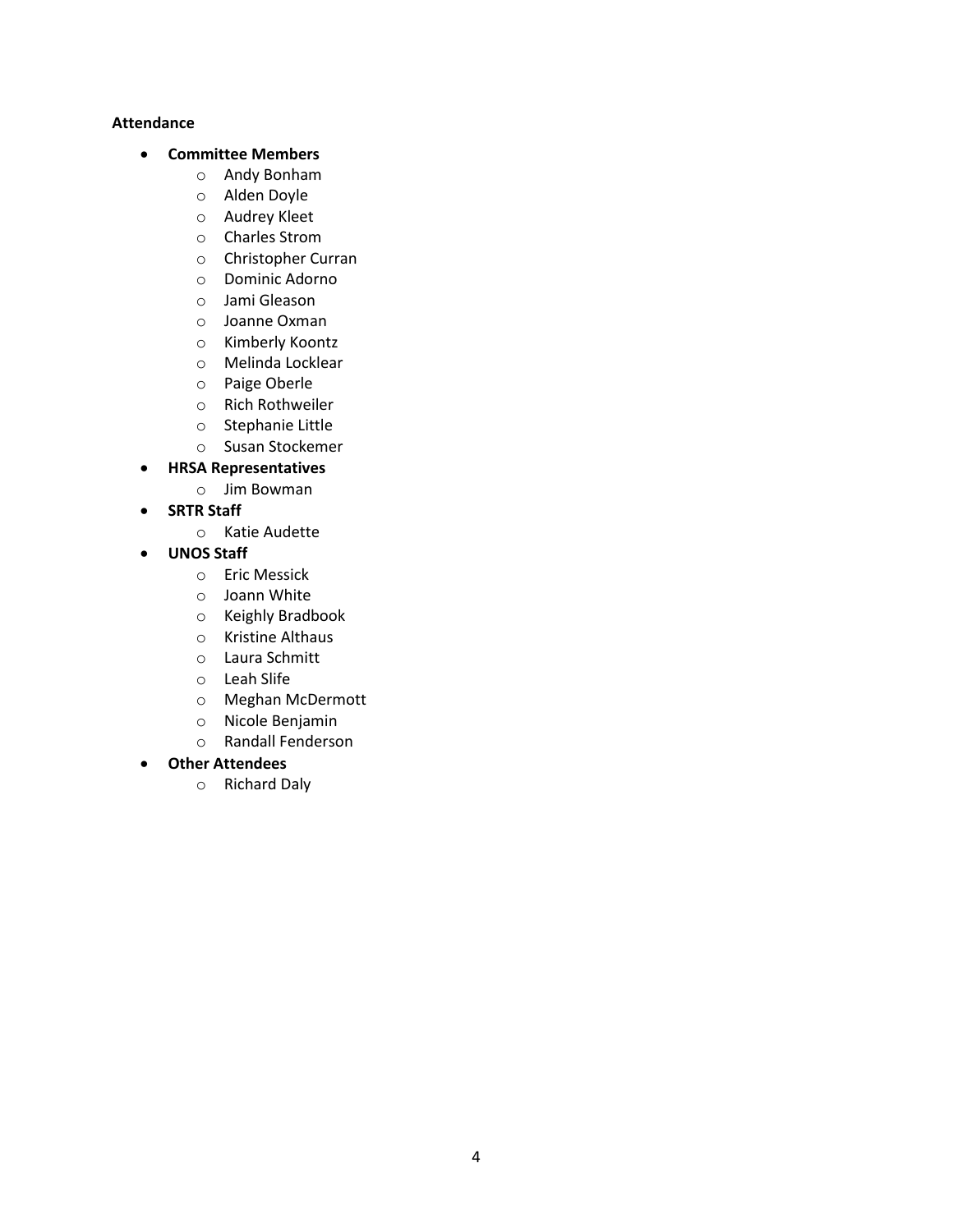**Attendance**

- **Committee Members**
  - Andy Bonham
  - Alden Doyle
  - Audrey Kleet
  - Charles Strom
  - Christopher Curran
  - Dominic Adorno
  - Jami Gleason
  - Joanne Oxman
  - Kimberly Koontz
  - Melinda Locklear
  - Paige Oberle
  - Rich Rothweiler
  - Stephanie Little
  - Susan Stockemer
- **HRSA Representatives**
  - Jim Bowman
- **SRTR Staff**
  - Katie Audette
- **UNOS Staff**
  - Eric Messick
  - Joann White
  - Keighly Bradbook
  - Kristine Althaus
  - Laura Schmitt
  - Leah Slife
  - Meghan McDermott
  - Nicole Benjamin
  - Randall Fenderson
- **Other Attendees**
  - Richard Daly